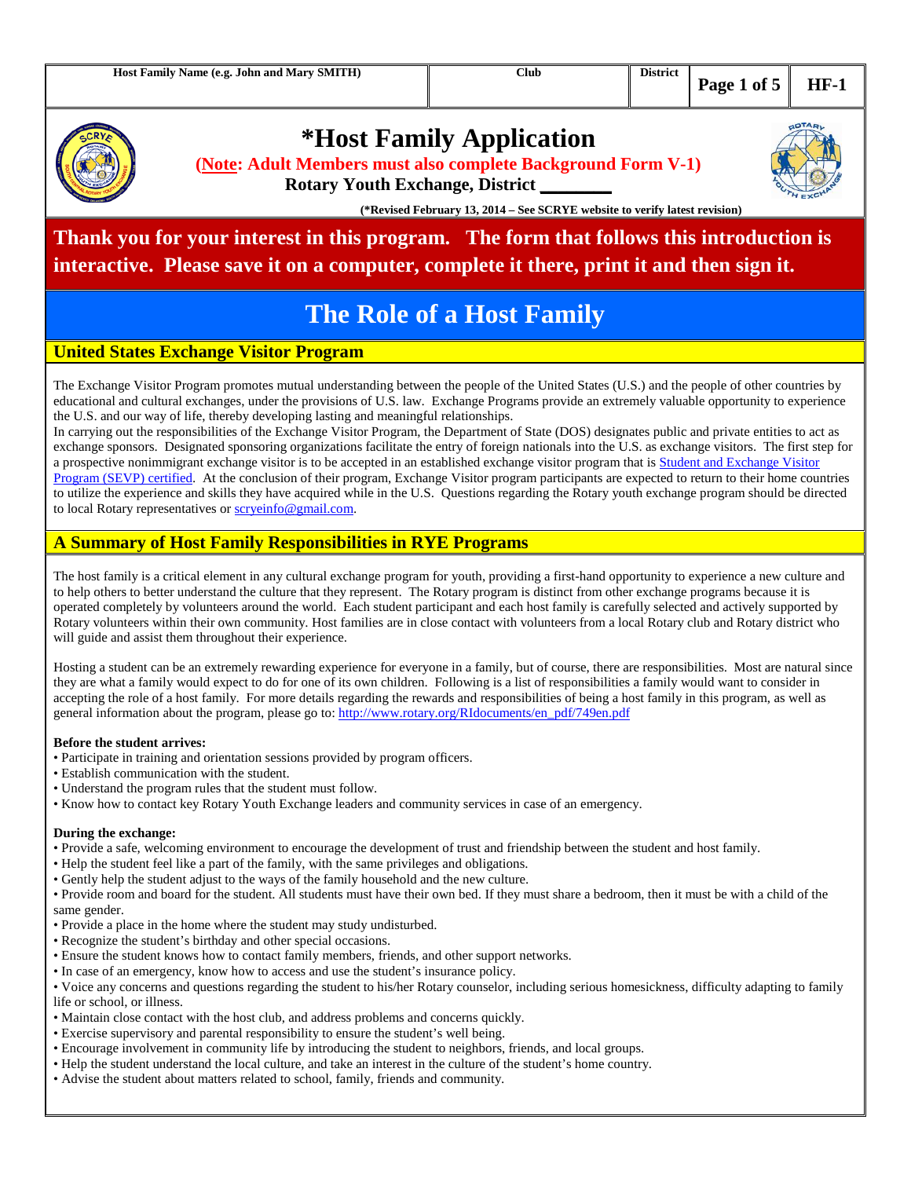| Host Family Name (e.g. John and Mary SMITH) | Club | District | HF-1 |
|---|---|---|---|
| | | | |

# *Host Family Application

**(Note: Adult Members must also complete Background Form V-1)**

**Rotary Youth Exchange, District \_\_\_\_\_\_\_\_**

**(*Revised February 13, 2014 – See SCRYE website to verify latest revision)**

**Thank you for your interest in this program. The form that follows this introduction is interactive. Please save it on a computer, complete it there, print it and then sign it.**

## The Role of a Host Family

### United States Exchange Visitor Program

The Exchange Visitor Program promotes mutual understanding between the people of the United States (U.S.) and the people of other countries by educational and cultural exchanges, under the provisions of U.S. law. Exchange Programs provide an extremely valuable opportunity to experience the U.S. and our way of life, thereby developing lasting and meaningful relationships.

In carrying out the responsibilities of the Exchange Visitor Program, the Department of State (DOS) designates public and private entities to act as exchange sponsors. Designated sponsoring organizations facilitate the entry of foreign nationals into the U.S. as exchange visitors. The first step for a prospective nonimmigrant exchange visitor is to be accepted in an established exchange visitor program that is Student and Exchange Visitor Program (SEVP) certified. At the conclusion of their program, Exchange Visitor program participants are expected to return to their home countries to utilize the experience and skills they have acquired while in the U.S. Questions regarding the Rotary youth exchange program should be directed to local Rotary representatives or scryeinfo@gmail.com.

### A Summary of Host Family Responsibilities in RYE Programs

The host family is a critical element in any cultural exchange program for youth, providing a first-hand opportunity to experience a new culture and to help others to better understand the culture that they represent. The Rotary program is distinct from other exchange programs because it is operated completely by volunteers around the world. Each student participant and each host family is carefully selected and actively supported by Rotary volunteers within their own community. Host families are in close contact with volunteers from a local Rotary club and Rotary district who will guide and assist them throughout their experience.

Hosting a student can be an extremely rewarding experience for everyone in a family, but of course, there are responsibilities. Most are natural since they are what a family would expect to do for one of its own children. Following is a list of responsibilities a family would want to consider in accepting the role of a host family. For more details regarding the rewards and responsibilities of being a host family in this program, as well as general information about the program, please go to: http://www.rotary.org/RIdocuments/en_pdf/749en.pdf

**Before the student arrives:**

- Participate in training and orientation sessions provided by program officers.
- Establish communication with the student.
- Understand the program rules that the student must follow.
- Know how to contact key Rotary Youth Exchange leaders and community services in case of an emergency.

**During the exchange:**

- Provide a safe, welcoming environment to encourage the development of trust and friendship between the student and host family.
- Help the student feel like a part of the family, with the same privileges and obligations.
- Gently help the student adjust to the ways of the family household and the new culture.
- Provide room and board for the student. All students must have their own bed. If they must share a bedroom, then it must be with a child of the same gender.
- Provide a place in the home where the student may study undisturbed.
- Recognize the student's birthday and other special occasions.
- Ensure the student knows how to contact family members, friends, and other support networks.
- In case of an emergency, know how to access and use the student's insurance policy.
- Voice any concerns and questions regarding the student to his/her Rotary counselor, including serious homesickness, difficulty adapting to family life or school, or illness.
- Maintain close contact with the host club, and address problems and concerns quickly.
- Exercise supervisory and parental responsibility to ensure the student's well being.
- Encourage involvement in community life by introducing the student to neighbors, friends, and local groups.
- Help the student understand the local culture, and take an interest in the culture of the student's home country.
- Advise the student about matters related to school, family, friends and community.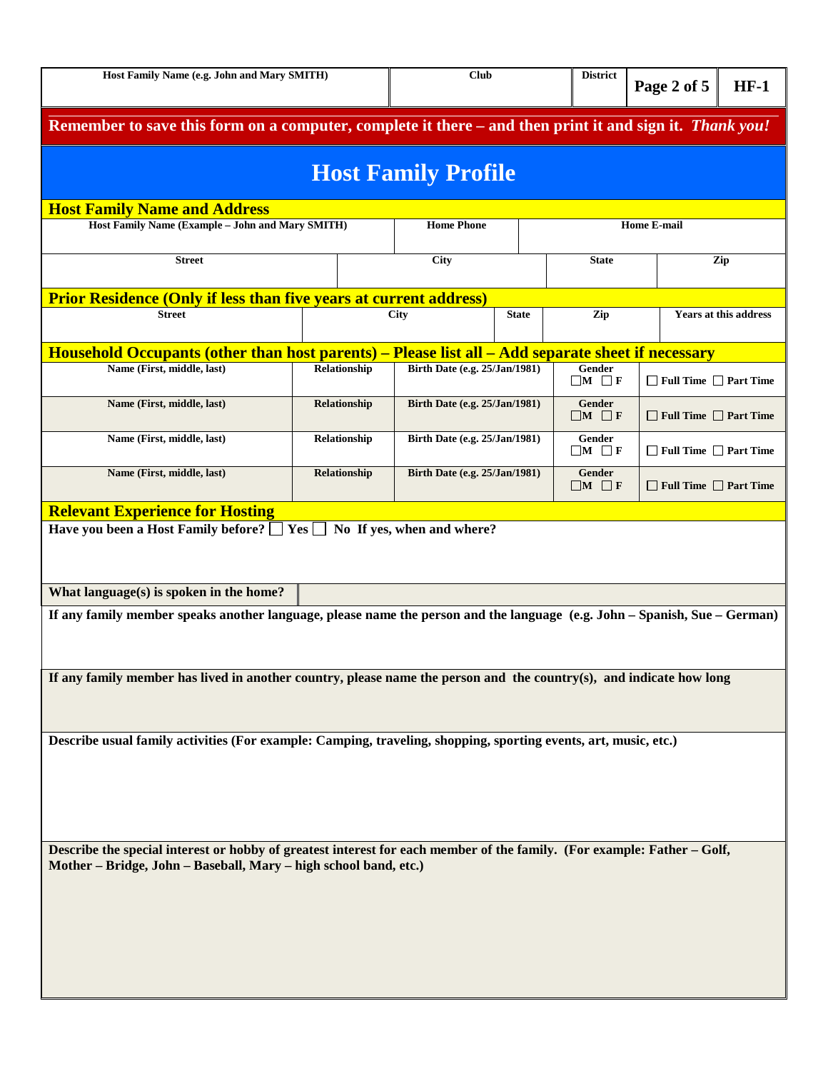| Host Family Name (e.g. John and Mary SMITH) | Club | District | Page 2 of 5 | HF-1 |
|---|---|---|---|---|
| | | | | |

**Remember to save this form on a computer, complete it there – and then print it and sign it. *Thank you!***

# Host Family Profile

## Host Family Name and Address

| Host Family Name (Example – John and Mary SMITH) | Home Phone | Home E-mail |
|---|---|---|
| | | |

| Street | City | State | Zip |
|---|---|---|---|
| | | | |

## Prior Residence (Only if less than five years at current address)

| Street | City | State | Zip | Years at this address |
|---|---|---|---|---|
| | | | | |

## Household Occupants (other than host parents) – Please list all – Add separate sheet if necessary

| Name (First, middle, last) | Relationship | Birth Date (e.g. 25/Jan/1981) | Gender | |
|---|---|---|---|---|
| | | | ☐M ☐F | ☐ Full Time ☐ Part Time |
| | | | ☐M ☐F | ☐ Full Time ☐ Part Time |
| | | | ☐M ☐F | ☐ Full Time ☐ Part Time |
| | | | ☐M ☐F | ☐ Full Time ☐ Part Time |

## Relevant Experience for Hosting

**Have you been a Host Family before?** ☐ **Yes** ☐ **No If yes, when and where?**

**What language(s) is spoken in the home?**

**If any family member speaks another language, please name the person and the language (e.g. John – Spanish, Sue – German)**

**If any family member has lived in another country, please name the person and the country(s), and indicate how long**

**Describe usual family activities (For example: Camping, traveling, shopping, sporting events, art, music, etc.)**

**Describe the special interest or hobby of greatest interest for each member of the family. (For example: Father – Golf, Mother – Bridge, John – Baseball, Mary – high school band, etc.)**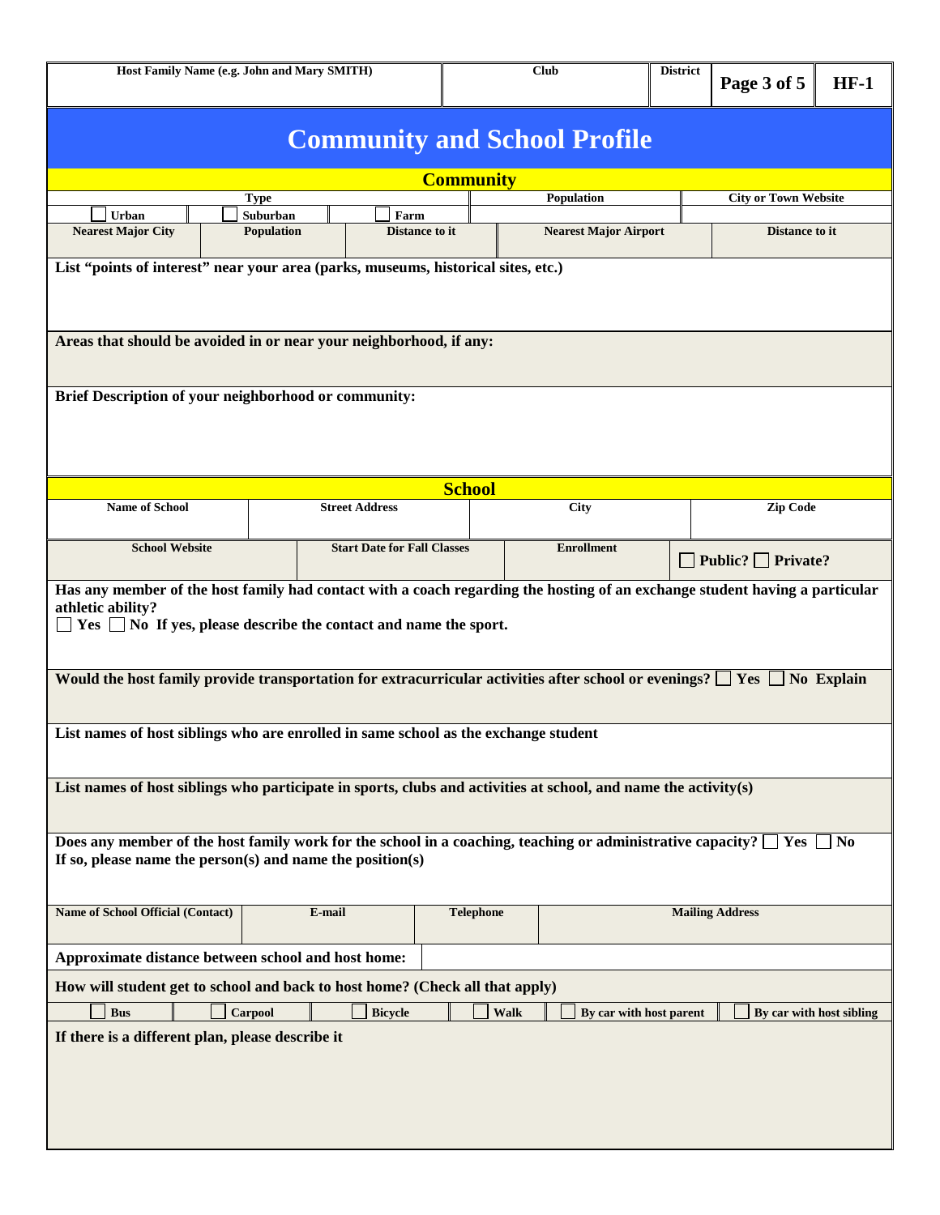| Host Family Name (e.g. John and Mary SMITH) | Club | District | Page 3 of 5 | HF-1 |
|---|---|---|---|---|
| | | | | |

# Community and School Profile

## Community

| Type | | | Population | City or Town Website |
|---|---|---|---|---|
| ☐ Urban | ☐ Suburban | ☐ Farm | | |

| Nearest Major City | Population | Distance to it | Nearest Major Airport | Distance to it |
|---|---|---|---|---|
| | | | | |

**List "points of interest" near your area (parks, museums, historical sites, etc.)**

**Areas that should be avoided in or near your neighborhood, if any:**

**Brief Description of your neighborhood or community:**

## School

| Name of School | Street Address | City | Zip Code |
|---|---|---|---|
| | | | |

| School Website | Start Date for Fall Classes | Enrollment | ☐ Public? ☐ Private? |
|---|---|---|---|
| | | | |

**Has any member of the host family had contact with a coach regarding the hosting of an exchange student having a particular athletic ability?**
☐ Yes ☐ No **If yes, please describe the contact and name the sport.**

**Would the host family provide transportation for extracurricular activities after school or evenings?** ☐ Yes ☐ No **Explain**

**List names of host siblings who are enrolled in same school as the exchange student**

**List names of host siblings who participate in sports, clubs and activities at school, and name the activity(s)**

**Does any member of the host family work for the school in a coaching, teaching or administrative capacity?** ☐ Yes ☐ No
**If so, please name the person(s) and name the position(s)**

| Name of School Official (Contact) | E-mail | Telephone | Mailing Address |
|---|---|---|---|
| | | | |

**Approximate distance between school and host home:**

**How will student get to school and back to host home? (Check all that apply)**

| ☐ Bus | ☐ Carpool | ☐ Bicycle | ☐ Walk | ☐ By car with host parent | ☐ By car with host sibling |
|---|---|---|---|---|---|

**If there is a different plan, please describe it**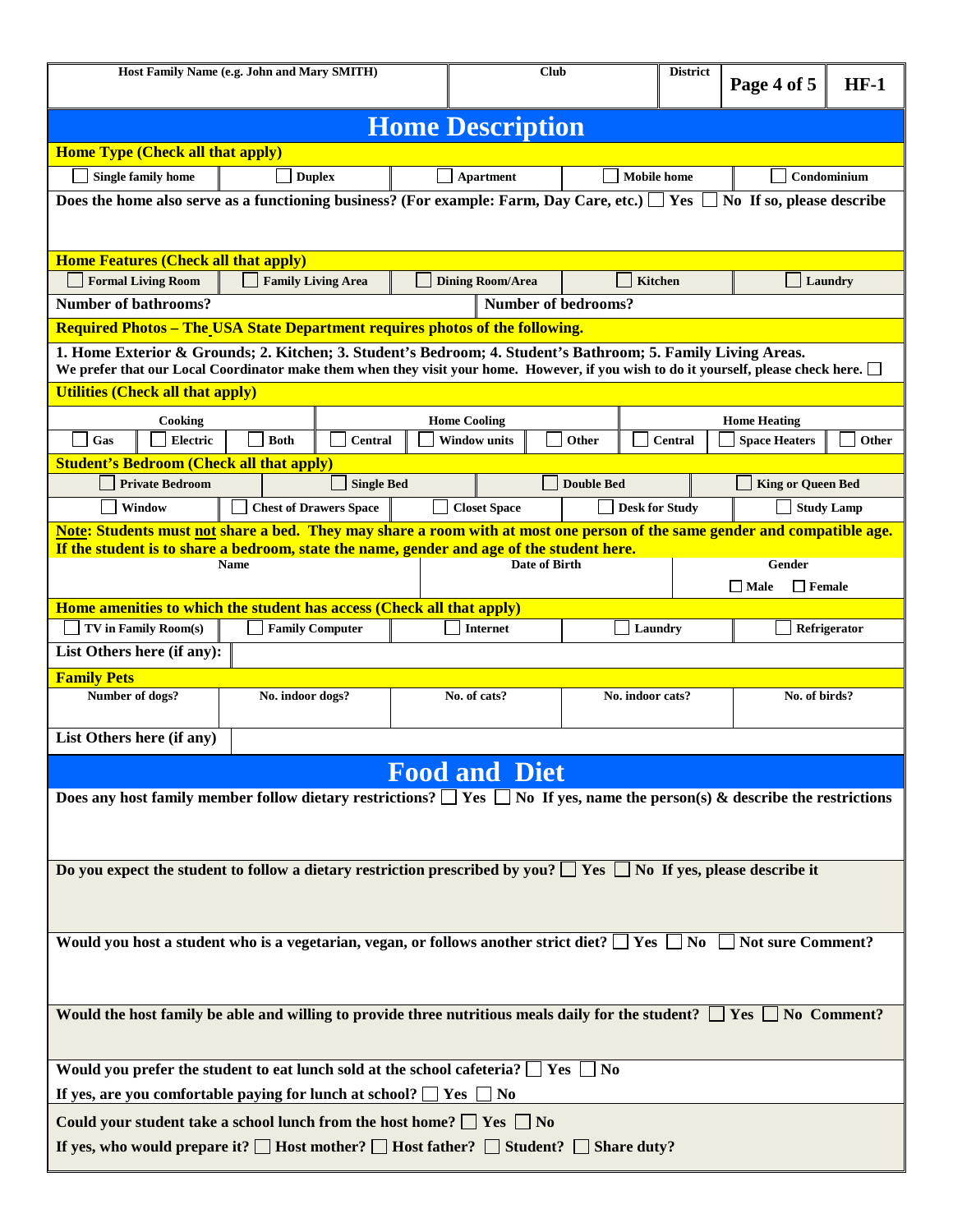| Host Family Name (e.g. John and Mary SMITH) | Club | District | Page 4 of 5 | HF-1 |
|---|---|---|---|---|
| | | | | |

# Home Description

**Home Type (Check all that apply)**

| ☐ Single family home | ☐ Duplex | ☐ Apartment | ☐ Mobile home | ☐ Condominium |
|---|---|---|---|---|

**Does the home also serve as a functioning business? (For example: Farm, Day Care, etc.) ☐ Yes ☐ No If so, please describe**

**Home Features (Check all that apply)**

| ☐ Formal Living Room | ☐ Family Living Area | ☐ Dining Room/Area | ☐ Kitchen | ☐ Laundry |
|---|---|---|---|---|

| Number of bathrooms? | Number of bedrooms? |
|---|---|

**Required Photos – The USA State Department requires photos of the following.**

**1. Home Exterior & Grounds; 2. Kitchen; 3. Student's Bedroom; 4. Student's Bathroom; 5. Family Living Areas.**
**We prefer that our Local Coordinator make them when they visit your home. However, if you wish to do it yourself, please check here. ☐**

**Utilities (Check all that apply)**

| Cooking | | | Home Cooling | | | Home Heating | | |
|---|---|---|---|---|---|---|---|---|
| ☐ Gas | ☐ Electric | ☐ Both | ☐ Central | ☐ Window units | ☐ Other | ☐ Central | ☐ Space Heaters | ☐ Other |

**Student's Bedroom (Check all that apply)**

| ☐ Private Bedroom | ☐ Single Bed | ☐ Double Bed | ☐ King or Queen Bed | |
|---|---|---|---|---|
| ☐ Window | ☐ Chest of Drawers Space | ☐ Closet Space | ☐ Desk for Study | ☐ Study Lamp |

**Note: Students must not share a bed. They may share a room with at most one person of the same gender and compatible age. If the student is to share a bedroom, state the name, gender and age of the student here.**

| Name | Date of Birth | Gender |
|---|---|---|
| | | ☐ Male ☐ Female |

**Home amenities to which the student has access (Check all that apply)**

| ☐ TV in Family Room(s) | ☐ Family Computer | ☐ Internet | ☐ Laundry | ☐ Refrigerator |
|---|---|---|---|---|

**List Others here (if any):**

**Family Pets**

| Number of dogs? | No. indoor dogs? | No. of cats? | No. indoor cats? | No. of birds? |
|---|---|---|---|---|
| | | | | |

**List Others here (if any)**

# Food and Diet

**Does any host family member follow dietary restrictions? ☐ Yes ☐ No If yes, name the person(s) & describe the restrictions**

**Do you expect the student to follow a dietary restriction prescribed by you? ☐ Yes ☐ No If yes, please describe it**

**Would you host a student who is a vegetarian, vegan, or follows another strict diet? ☐ Yes ☐ No ☐ Not sure Comment?**

**Would the host family be able and willing to provide three nutritious meals daily for the student? ☐ Yes ☐ No Comment?**

**Would you prefer the student to eat lunch sold at the school cafeteria? ☐ Yes ☐ No**
**If yes, are you comfortable paying for lunch at school? ☐ Yes ☐ No**

**Could your student take a school lunch from the host home? ☐ Yes ☐ No**
**If yes, who would prepare it? ☐ Host mother? ☐ Host father? ☐ Student? ☐ Share duty?**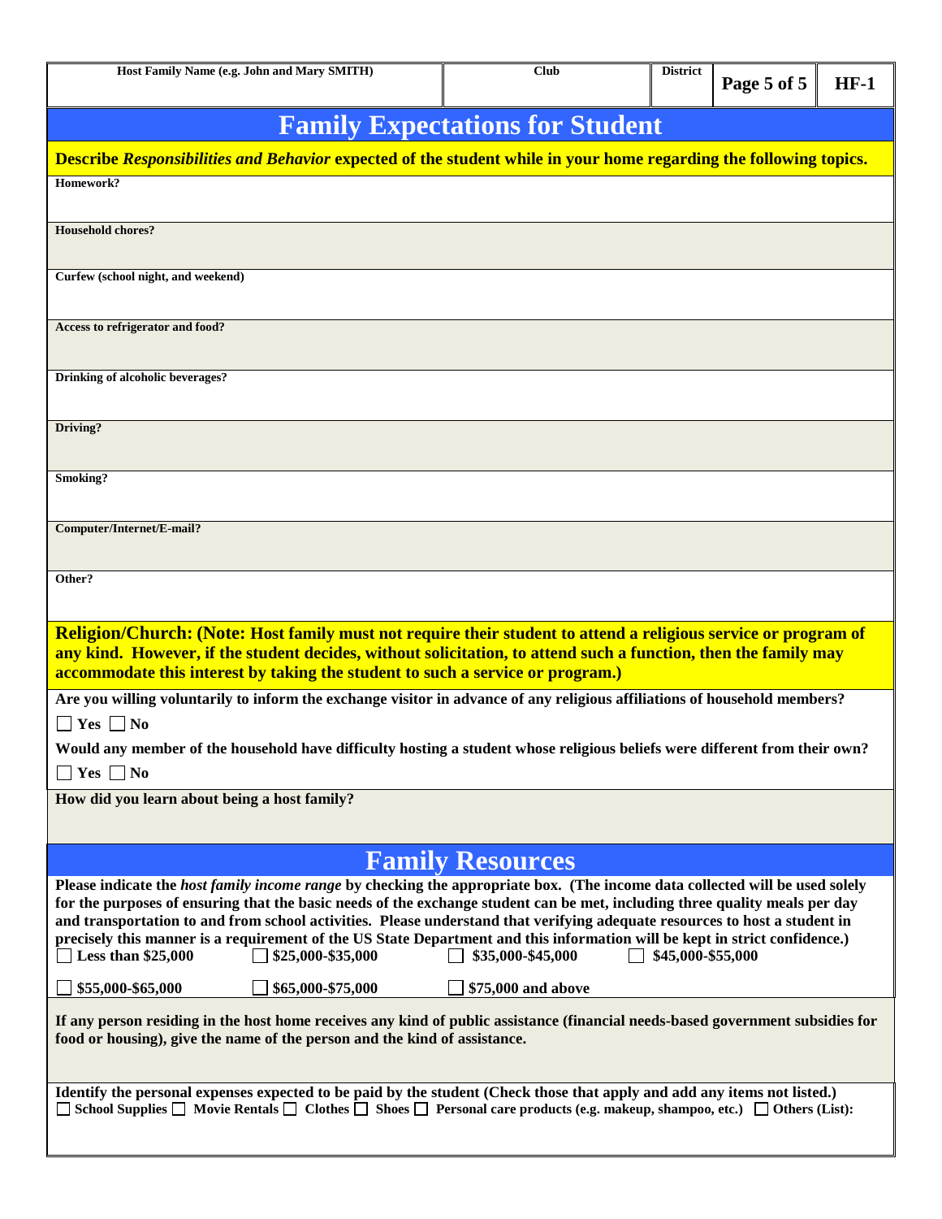| Host Family Name (e.g. John and Mary SMITH) | Club | District | HF-1 |
|---|---|---|---|
| | | | |

## Family Expectations for Student

**Describe *Responsibilities and Behavior* expected of the student while in your home regarding the following topics.**

**Homework?**

**Household chores?**

**Curfew (school night, and weekend)**

**Access to refrigerator and food?**

**Drinking of alcoholic beverages?**

**Driving?**

**Smoking?**

**Computer/Internet/E-mail?**

**Other?**

**Religion/Church: (Note: Host family must not require their student to attend a religious service or program of any kind. However, if the student decides, without solicitation, to attend such a function, then the family may accommodate this interest by taking the student to such a service or program.)**

**Are you willing voluntarily to inform the exchange visitor in advance of any religious affiliations of household members?**

☐ **Yes** ☐ **No**

**Would any member of the household have difficulty hosting a student whose religious beliefs were different from their own?**

☐ **Yes** ☐ **No**

**How did you learn about being a host family?**

## Family Resources

**Please indicate the *host family income range* by checking the appropriate box. (The income data collected will be used solely for the purposes of ensuring that the basic needs of the exchange student can be met, including three quality meals per day and transportation to and from school activities. Please understand that verifying adequate resources to host a student in precisely this manner is a requirement of the US State Department and this information will be kept in strict confidence.)**

☐ **Less than $25,000** ☐ **$25,000-$35,000** ☐ **$35,000-$45,000** ☐ **$45,000-$55,000**

☐ **$55,000-$65,000** ☐ **$65,000-$75,000** ☐ **$75,000 and above**

**If any person residing in the host home receives any kind of public assistance (financial needs-based government subsidies for food or housing), give the name of the person and the kind of assistance.**

**Identify the personal expenses expected to be paid by the student (Check those that apply and add any items not listed.)**

☐ **School Supplies** ☐ **Movie Rentals** ☐ **Clothes** ☐ **Shoes** ☐ **Personal care products (e.g. makeup, shampoo, etc.)** ☐ **Others (List):**